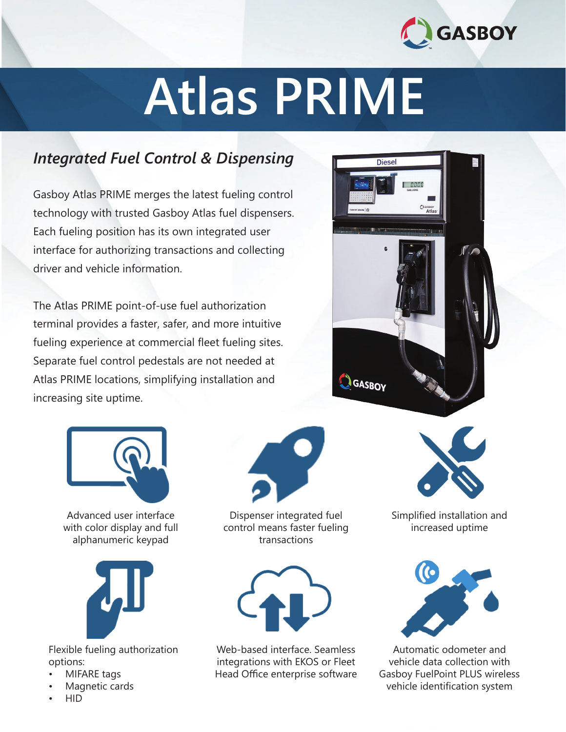GASBOY

# Atlas PRIME

## *Integrated Fuel Control & Dispensing*

Gasboy Atlas PRIME merges the latest fueling control technology with trusted Gasboy Atlas fuel dispensers. Each fueling position has its own integrated user interface for authorizing transactions and collecting driver and vehicle information.

The Atlas PRIME point-of-use fuel authorization terminal provides a faster, safer, and more intuitive fueling experience at commercial fleet fueling sites. Separate fuel control pedestals are not needed at Atlas PRIME locations, simplifying installation and increasing site uptime.

Advanced user interface with color display and full alphanumeric keypad

Dispenser integrated fuel control means faster fueling transactions

Simplified installation and increased uptime

Flexible fueling authorization options:

- MIFARE tags
- Magnetic cards
- HID

Web-based interface. Seamless integrations with EKOS or Fleet Head Office enterprise software

Automatic odometer and vehicle data collection with Gasboy FuelPoint PLUS wireless vehicle identification system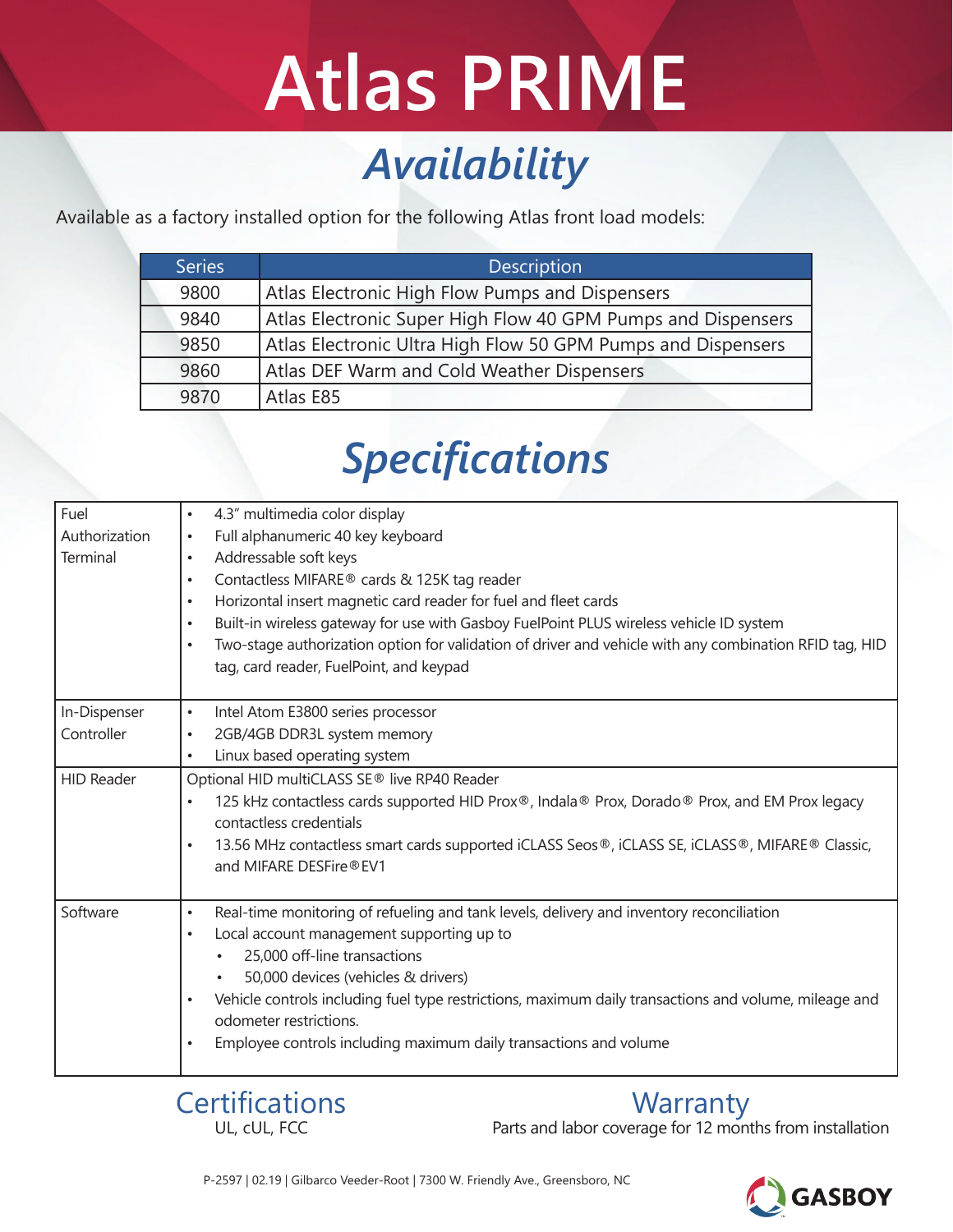# Atlas PRIME

## *Availability*

Available as a factory installed option for the following Atlas front load models:

| Series | Description |
|---|---|
| 9800 | Atlas Electronic High Flow Pumps and Dispensers |
| 9840 | Atlas Electronic Super High Flow 40 GPM Pumps and Dispensers |
| 9850 | Atlas Electronic Ultra High Flow 50 GPM Pumps and Dispensers |
| 9860 | Atlas DEF Warm and Cold Weather Dispensers |
| 9870 | Atlas E85 |

## *Specifications*

| | |
|---|---|
| Fuel Authorization Terminal | • 4.3" multimedia color display<br>• Full alphanumeric 40 key keyboard<br>• Addressable soft keys<br>• Contactless MIFARE® cards & 125K tag reader<br>• Horizontal insert magnetic card reader for fuel and fleet cards<br>• Built-in wireless gateway for use with Gasboy FuelPoint PLUS wireless vehicle ID system<br>• Two-stage authorization option for validation of driver and vehicle with any combination RFID tag, HID tag, card reader, FuelPoint, and keypad |
| In-Dispenser Controller | • Intel Atom E3800 series processor<br>• 2GB/4GB DDR3L system memory<br>• Linux based operating system |
| HID Reader | Optional HID multiCLASS SE® live RP40 Reader<br>• 125 kHz contactless cards supported HID Prox®, Indala® Prox, Dorado® Prox, and EM Prox legacy contactless credentials<br>• 13.56 MHz contactless smart cards supported iCLASS Seos®, iCLASS SE, iCLASS®, MIFARE® Classic, and MIFARE DESFire®EV1 |
| Software | • Real-time monitoring of refueling and tank levels, delivery and inventory reconciliation<br>• Local account management supporting up to<br>&nbsp;&nbsp;&nbsp;&nbsp;• 25,000 off-line transactions<br>&nbsp;&nbsp;&nbsp;&nbsp;• 50,000 devices (vehicles & drivers)<br>• Vehicle controls including fuel type restrictions, maximum daily transactions and volume, mileage and odometer restrictions.<br>• Employee controls including maximum daily transactions and volume |

## Certifications

UL, cUL, FCC

## Warranty

Parts and labor coverage for 12 months from installation

P-2597 | 02.19 | Gilbarco Veeder-Root | 7300 W. Friendly Ave., Greensboro, NC

GASBOY